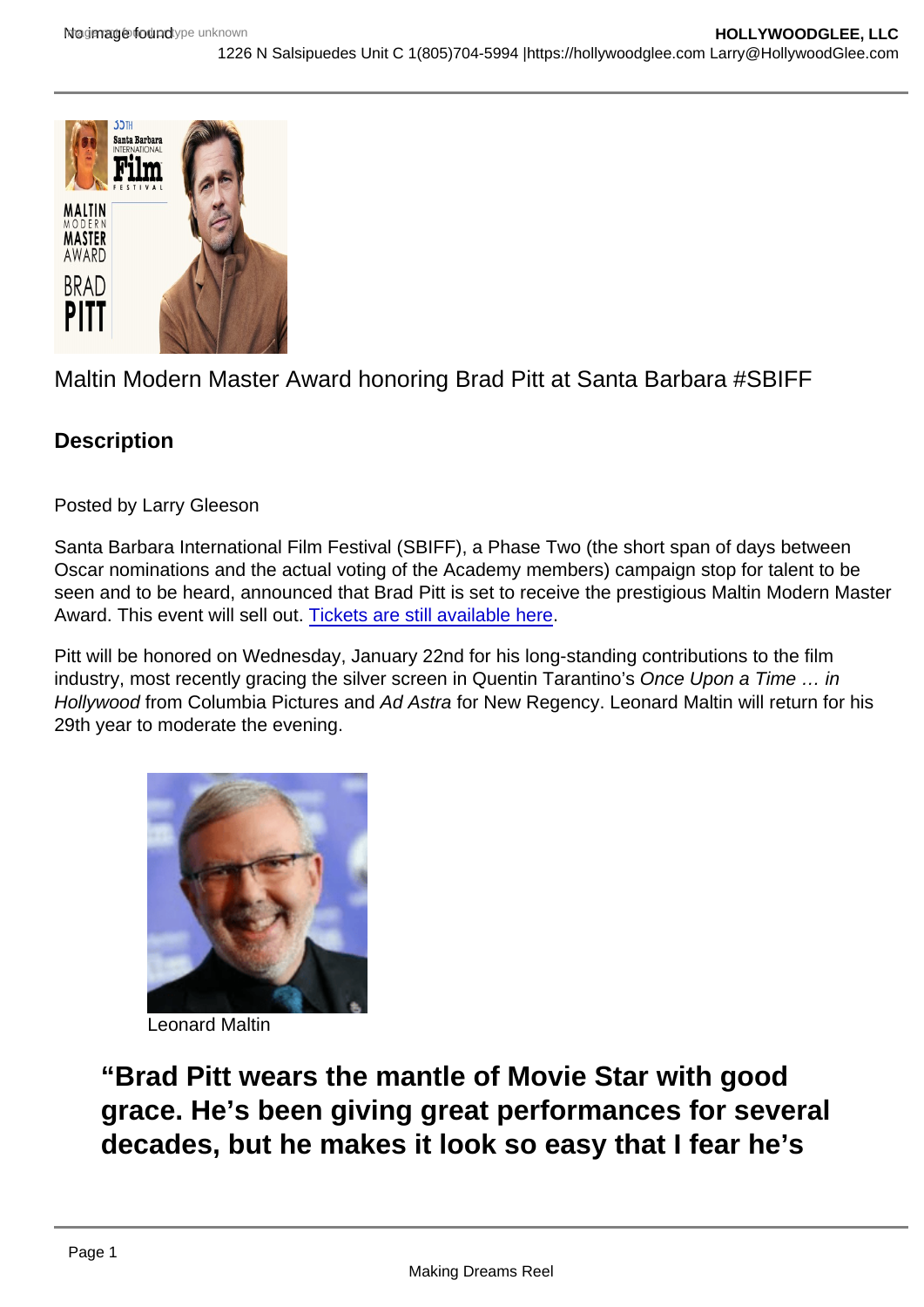Maltin Modern Master Award honoring Brad Pitt at Santa Barbara #SBIFF

**Description**

Posted by Larry Gleeson

Santa Barbara International Film Festival (SBIFF), a Phase Two (the short span of days between Oscar nominations and the actual voting of the Academy members) campaign stop for talent to be seen and to be heard, announced that Brad Pitt is set to receive the prestigious Maltin Modern Master Award. This event will sell out. Tickets are still available here.

Pitt will be honored on Wednesday, January 22nd for his long-standing contributions to the film industry, most recently gracing the silver screen in Quentin Tarantino's *Once Upon a Time … in Hollywood* from Columbia Pictures and *Ad Astra* for New Regency. Leonard Maltin will return for his 29th year to moderate the evening.

Leonard Maltin

> **"Brad Pitt wears the mantle of Movie Star with good grace. He's been giving great performances for several decades, but he makes it look so easy that I fear he's**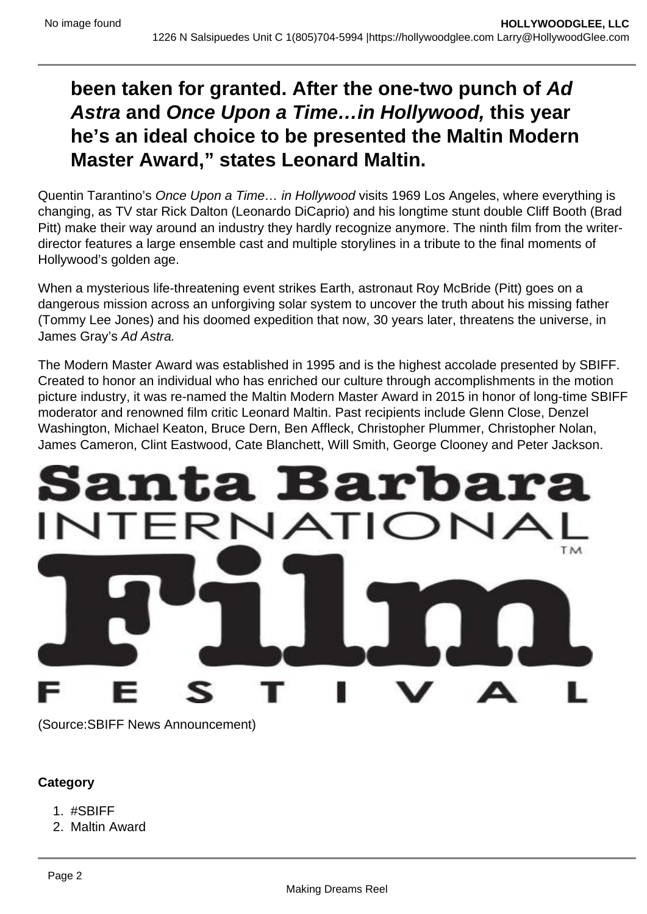**been taken for granted. After the one-two punch of *Ad Astra* and *Once Upon a Time…in Hollywood,* this year he's an ideal choice to be presented the Maltin Modern Master Award," states Leonard Maltin.**

Quentin Tarantino's *Once Upon a Time… in Hollywood* visits 1969 Los Angeles, where everything is changing, as TV star Rick Dalton (Leonardo DiCaprio) and his longtime stunt double Cliff Booth (Brad Pitt) make their way around an industry they hardly recognize anymore. The ninth film from the writer-director features a large ensemble cast and multiple storylines in a tribute to the final moments of Hollywood's golden age.

When a mysterious life-threatening event strikes Earth, astronaut Roy McBride (Pitt) goes on a dangerous mission across an unforgiving solar system to uncover the truth about his missing father (Tommy Lee Jones) and his doomed expedition that now, 30 years later, threatens the universe, in James Gray's *Ad Astra.*

The Modern Master Award was established in 1995 and is the highest accolade presented by SBIFF. Created to honor an individual who has enriched our culture through accomplishments in the motion picture industry, it was re-named the Maltin Modern Master Award in 2015 in honor of long-time SBIFF moderator and renowned film critic Leonard Maltin. Past recipients include Glenn Close, Denzel Washington, Michael Keaton, Bruce Dern, Ben Affleck, Christopher Plummer, Christopher Nolan, James Cameron, Clint Eastwood, Cate Blanchett, Will Smith, George Clooney and Peter Jackson.

Santa Barbara INTERNATIONAL Film FESTIVAL

(Source:SBIFF News Announcement)

**Category**

1. #SBIFF
2. Maltin Award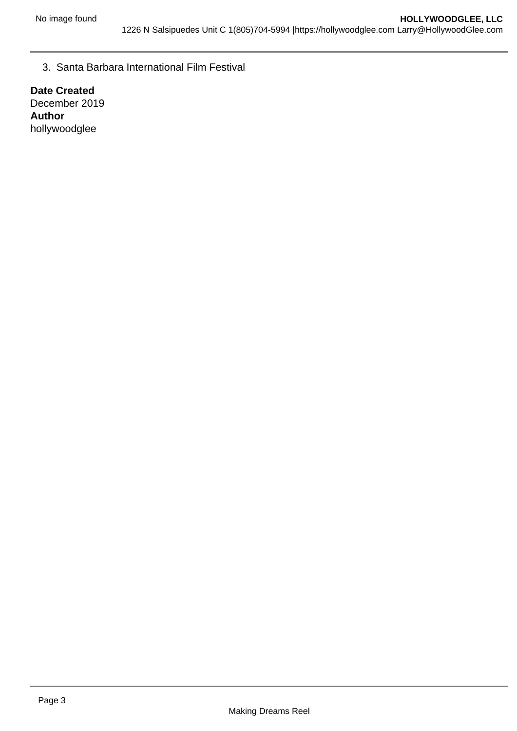3. Santa Barbara International Film Festival

**Date Created**
December 2019
**Author**
hollywoodglee